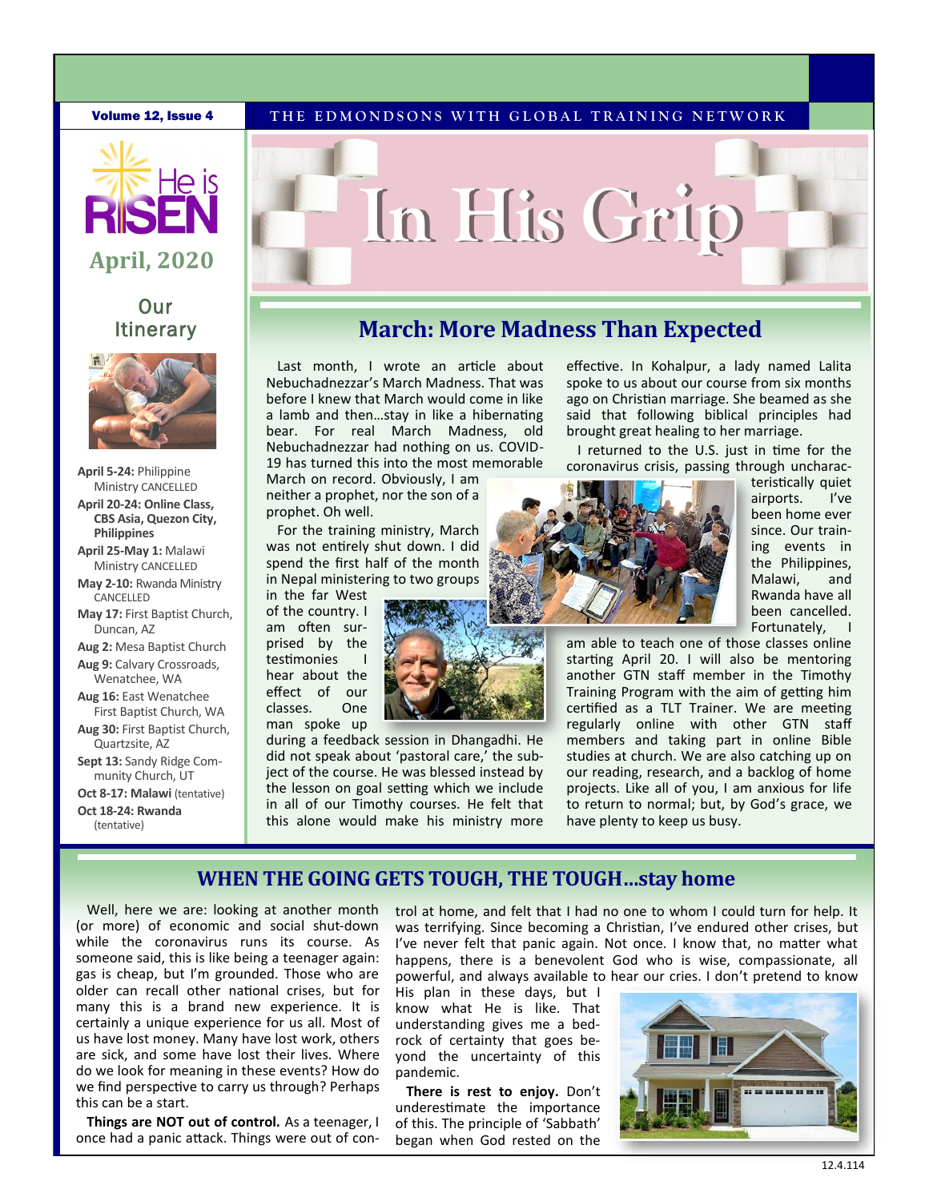Volume 12, Issue 4

THE EDMONDSONS WITH GLOBAL TRAINING NETWORK

# In His Grip

He is RISEN

**April, 2020**

## Our Itinerary

**April 5-24:** Philippine Ministry CANCELLED

**April 20-24: Online Class, CBS Asia, Quezon City, Philippines**

**April 25-May 1:** Malawi Ministry CANCELLED

**May 2-10:** Rwanda Ministry CANCELLED

**May 17:** First Baptist Church, Duncan, AZ

**Aug 2:** Mesa Baptist Church

**Aug 9:** Calvary Crossroads, Wenatchee, WA

**Aug 16:** East Wenatchee First Baptist Church, WA

**Aug 30:** First Baptist Church, Quartzsite, AZ

**Sept 13:** Sandy Ridge Community Church, UT

**Oct 8-17: Malawi** (tentative)

**Oct 18-24: Rwanda** (tentative)

## March: More Madness Than Expected

Last month, I wrote an article about Nebuchadnezzar's March Madness. That was before I knew that March would come in like a lamb and then…stay in like a hibernating bear. For real March Madness, old Nebuchadnezzar had nothing on us. COVID-19 has turned this into the most memorable March on record. Obviously, I am neither a prophet, nor the son of a prophet. Oh well.

For the training ministry, March was not entirely shut down. I did spend the first half of the month in Nepal ministering to two groups in the far West of the country. I am often surprised by the testimonies I hear about the effect of our classes. One man spoke up during a feedback session in Dhangadhi. He did not speak about 'pastoral care,' the subject of the course. He was blessed instead by the lesson on goal setting which we include in all of our Timothy courses. He felt that this alone would make his ministry more effective. In Kohalpur, a lady named Lalita spoke to us about our course from six months ago on Christian marriage. She beamed as she said that following biblical principles had brought great healing to her marriage.

I returned to the U.S. just in time for the coronavirus crisis, passing through uncharacteristically quiet airports. I've been home ever since. Our training events in the Philippines, Malawi, and Rwanda have all been cancelled. Fortunately, I am able to teach one of those classes online starting April 20. I will also be mentoring another GTN staff member in the Timothy Training Program with the aim of getting him certified as a TLT Trainer. We are meeting regularly online with other GTN staff members and taking part in online Bible studies at church. We are also catching up on our reading, research, and a backlog of home projects. Like all of you, I am anxious for life to return to normal; but, by God's grace, we have plenty to keep us busy.

## WHEN THE GOING GETS TOUGH, THE TOUGH…stay home

Well, here we are: looking at another month (or more) of economic and social shut-down while the coronavirus runs its course. As someone said, this is like being a teenager again: gas is cheap, but I'm grounded. Those who are older can recall other national crises, but for many this is a brand new experience. It is certainly a unique experience for us all. Most of us have lost money. Many have lost work, others are sick, and some have lost their lives. Where do we look for meaning in these events? How do we find perspective to carry us through? Perhaps this can be a start.

**Things are NOT out of control.** As a teenager, I once had a panic attack. Things were out of control at home, and felt that I had no one to whom I could turn for help. It was terrifying. Since becoming a Christian, I've endured other crises, but I've never felt that panic again. Not once. I know that, no matter what happens, there is a benevolent God who is wise, compassionate, all powerful, and always available to hear our cries. I don't pretend to know His plan in these days, but I know what He is like. That understanding gives me a bedrock of certainty that goes beyond the uncertainty of this pandemic.

**There is rest to enjoy.** Don't underestimate the importance of this. The principle of 'Sabbath' began when God rested on the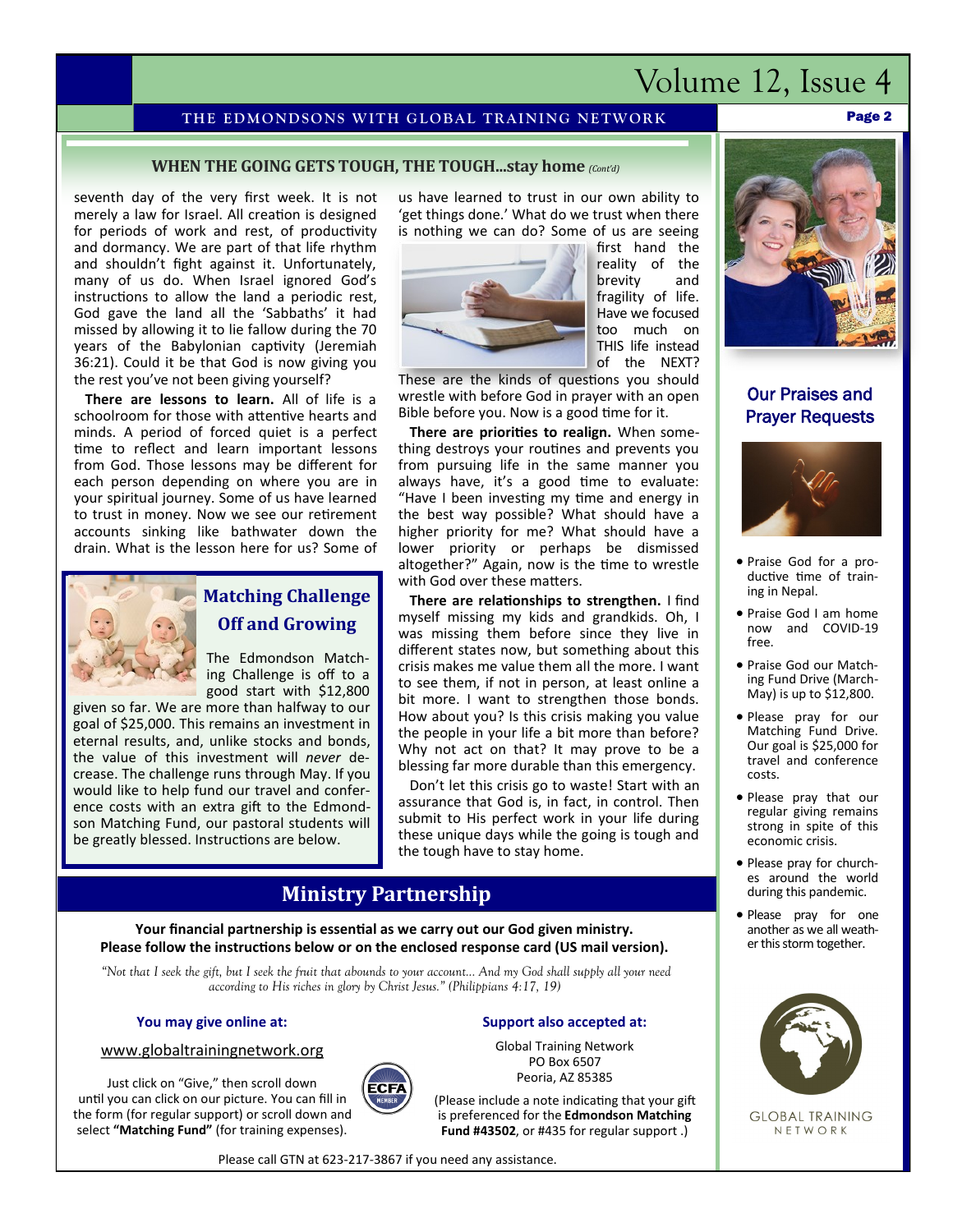## WHEN THE GOING GETS TOUGH, THE TOUGH...stay home *(Cont'd)*

seventh day of the very first week. It is not merely a law for Israel. All creation is designed for periods of work and rest, of productivity and dormancy. We are part of that life rhythm and shouldn't fight against it. Unfortunately, many of us do. When Israel ignored God's instructions to allow the land a periodic rest, God gave the land all the 'Sabbaths' it had missed by allowing it to lie fallow during the 70 years of the Babylonian captivity (Jeremiah 36:21). Could it be that God is now giving you the rest you've not been giving yourself?

**There are lessons to learn.** All of life is a schoolroom for those with attentive hearts and minds. A period of forced quiet is a perfect time to reflect and learn important lessons from God. Those lessons may be different for each person depending on where you are in your spiritual journey. Some of us have learned to trust in money. Now we see our retirement accounts sinking like bathwater down the drain. What is the lesson here for us? Some of us have learned to trust in our own ability to 'get things done.' What do we trust when there is nothing we can do? Some of us are seeing first hand the reality of the brevity and fragility of life. Have we focused too much on THIS life instead of the NEXT? These are the kinds of questions you should wrestle with before God in prayer with an open Bible before you. Now is a good time for it.

**There are priorities to realign.** When something destroys your routines and prevents you from pursuing life in the same manner you always have, it's a good time to evaluate: "Have I been investing my time and energy in the best way possible? What should have a higher priority for me? What should have a lower priority or perhaps be dismissed altogether?" Again, now is the time to wrestle with God over these matters.

**There are relationships to strengthen.** I find myself missing my kids and grandkids. Oh, I was missing them before since they live in different states now, but something about this crisis makes me value them all the more. I want to see them, if not in person, at least online a bit more. I want to strengthen those bonds. How about you? Is this crisis making you value the people in your life a bit more than before? Why not act on that? It may prove to be a blessing far more durable than this emergency.

Don't let this crisis go to waste! Start with an assurance that God is, in fact, in control. Then submit to His perfect work in your life during these unique days while the going is tough and the tough have to stay home.

## Matching Challenge Off and Growing

The Edmondson Matching Challenge is off to a good start with $12,800 given so far. We are more than halfway to our goal of $25,000. This remains an investment in eternal results, and, unlike stocks and bonds, the value of this investment will *never* decrease. The challenge runs through May. If you would like to help fund our travel and conference costs with an extra gift to the Edmondson Matching Fund, our pastoral students will be greatly blessed. Instructions are below.

## Our Praises and Prayer Requests

- Praise God for a productive time of training in Nepal.
- Praise God I am home now and COVID-19 free.
- Praise God our Matching Fund Drive (March-May) is up to $12,800.
- Please pray for our Matching Fund Drive. Our goal is $25,000 for travel and conference costs.
- Please pray that our regular giving remains strong in spite of this economic crisis.
- Please pray for churches around the world during this pandemic.
- Please pray for one another as we all weather this storm together.

## Ministry Partnership

**Your financial partnership is essential as we carry out our God given ministry. Please follow the instructions below or on the enclosed response card (US mail version).**

*"Not that I seek the gift, but I seek the fruit that abounds to your account... And my God shall supply all your need according to His riches in glory by Christ Jesus." (Philippians 4:17, 19)*

**You may give online at:**

www.globaltrainingnetwork.org

Just click on "Give," then scroll down until you can click on our picture. You can fill in the form (for regular support) or scroll down and select **"Matching Fund"** (for training expenses).

ECFA MEMBER

**Support also accepted at:**

Global Training Network
PO Box 6507
Peoria, AZ 85385

(Please include a note indicating that your gift is preferenced for the **Edmondson Matching Fund #43502**, or #435 for regular support .)

Please call GTN at 623-217-3867 if you need any assistance.

GLOBAL TRAINING NETWORK